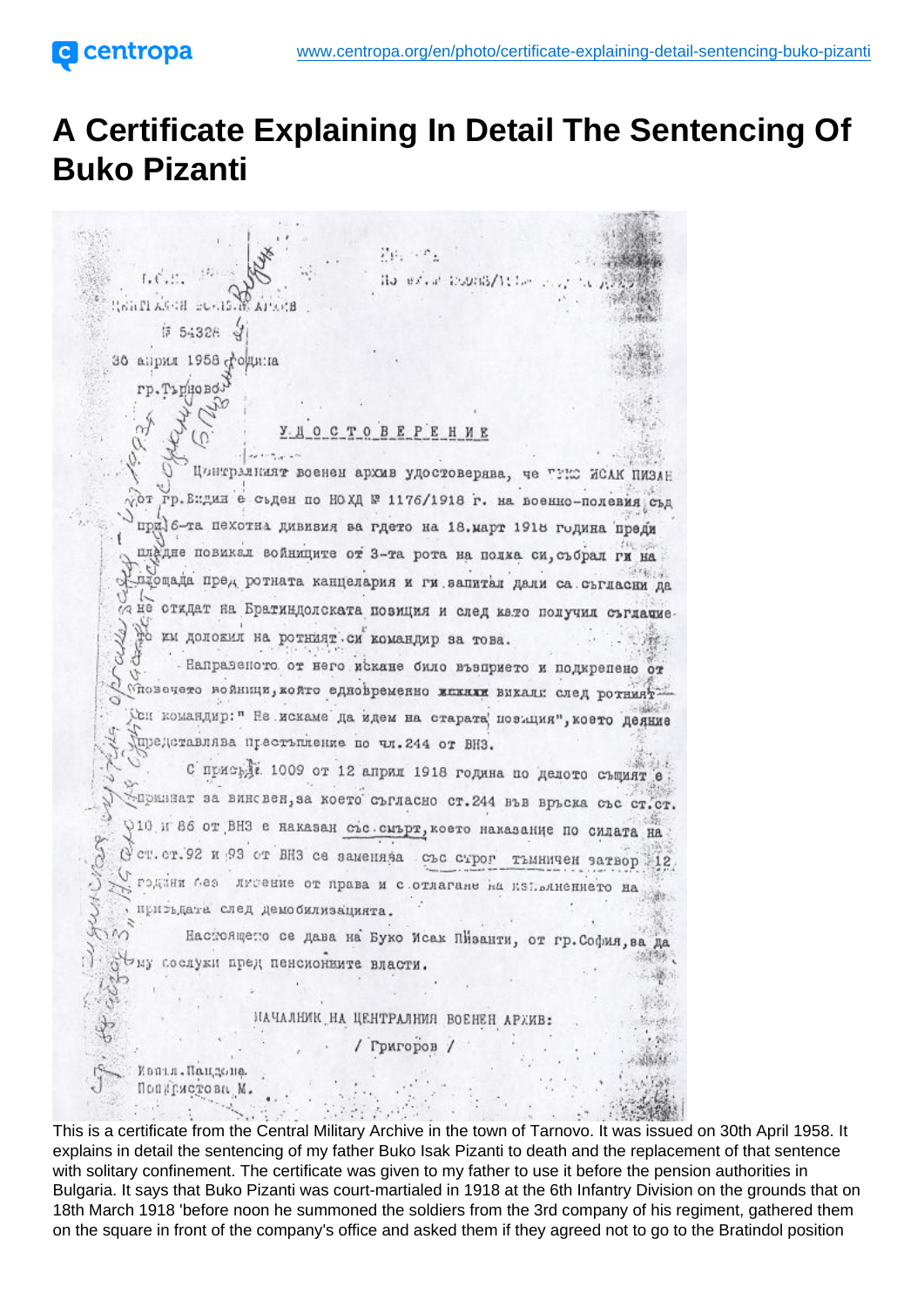# A Certificate Explaining In Detail The Sentencing Of Buko Pizanti

ЦЕНТРАЛЕН ВОЕННО-ИСТ. АРХИВ

№ 5432б

30 април 1958 година

гр.Търново

По вх.№ 2093/1958

У Д О С Т О В Е Р Е Н И Е

Централният военен архив удостоверява, че БУКО ИСАК ПИЗАН от гр.Видин е съден по НОХД № 1176/1918 г. на военно-полевия съд при 6-та пехотна дивизия за гдето на 18.март 1918 година преди пладне повикал войниците от 3-та рота на полка си, събрал ги на площада пред ротната канцелария и ги запитал дали са съгласни да не отидат на Братиндолската позиция и след като получил съгласието им доложил на ротният си командир за това.

Направеното от него искане било възприето и подкрепено от повечето войници, който едновременно викали след ротният си командир:" Не искаме да идем на старата позиция", което деяние представлява престъпление по чл.244 от ВНЗ.

С присъда 1009 от 12 април 1918 година по делото същият е признат за винсвен, за което съгласно ст.244 във връска със ст.ст. 10 и 86 от ВНЗ е наказан със смърт, което наказание по силата на ст.ст.92 и 93 от ВНЗ се заменява със строг тъмничен затвор 12 години без лишение от права и с отлагане на изпълнението на присъдата след демобилизацията.

Настоящето се дава на Буко Исак Пизанти, от гр.София, за да му послужи пред пенсионните власти.

НАЧАЛНИК НА ЦЕНТРАЛНИЯ ВОЕНЕН АРХИВ:

/ Григоров /

Завед.Пандела.

Поп Христова М.

This is a certificate from the Central Military Archive in the town of Tarnovo. It was issued on 30th April 1958. It explains in detail the sentencing of my father Buko Isak Pizanti to death and the replacement of that sentence with solitary confinement. The certificate was given to my father to use it before the pension authorities in Bulgaria. It says that Buko Pizanti was court-martialed in 1918 at the 6th Infantry Division on the grounds that on 18th March 1918 'before noon he summoned the soldiers from the 3rd company of his regiment, gathered them on the square in front of the company's office and asked them if they agreed not to go to the Bratindol position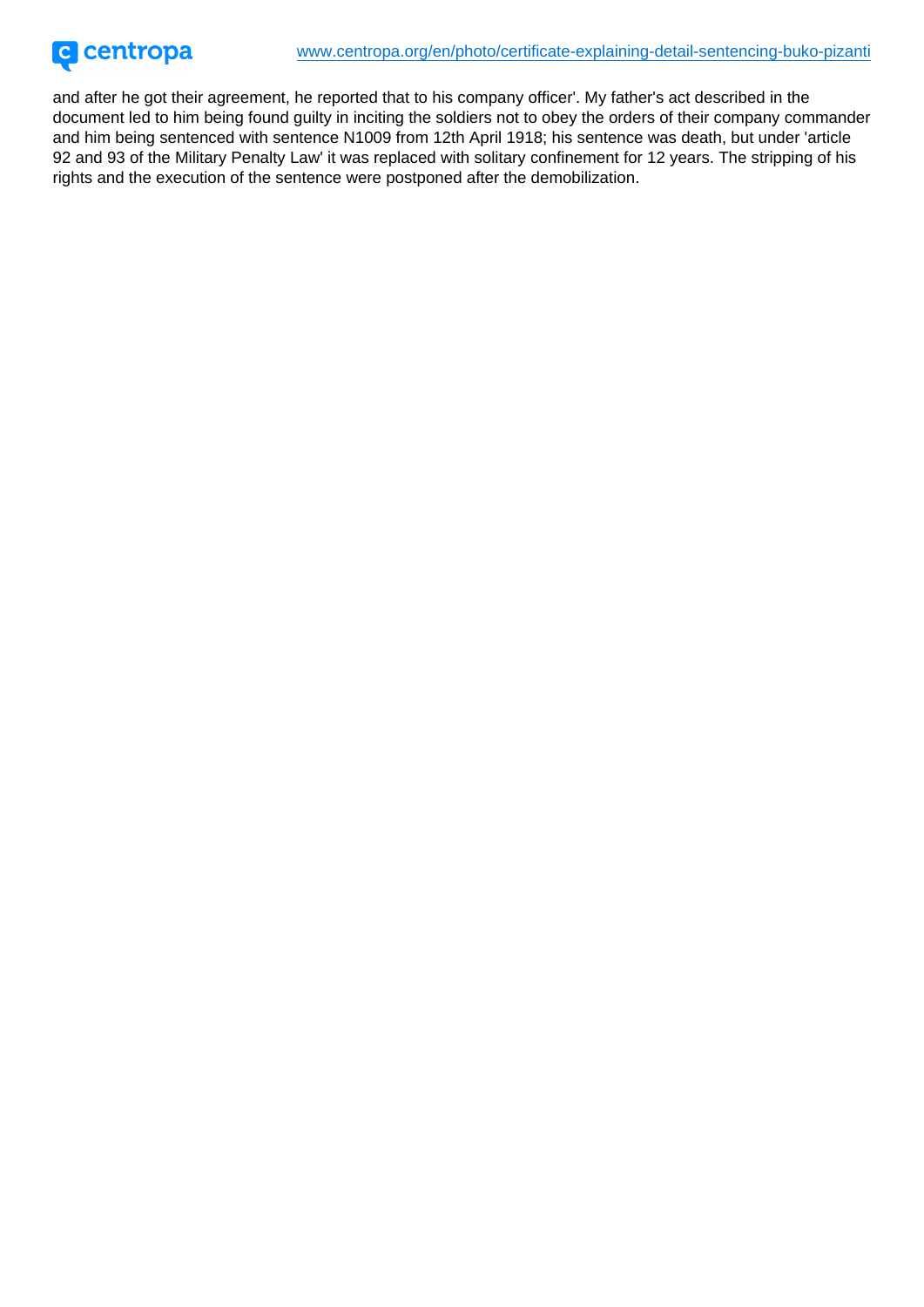and after he got their agreement, he reported that to his company officer'. My father's act described in the document led to him being found guilty in inciting the soldiers not to obey the orders of their company commander and him being sentenced with sentence N1009 from 12th April 1918; his sentence was death, but under 'article 92 and 93 of the Military Penalty Law' it was replaced with solitary confinement for 12 years. The stripping of his rights and the execution of the sentence were postponed after the demobilization.